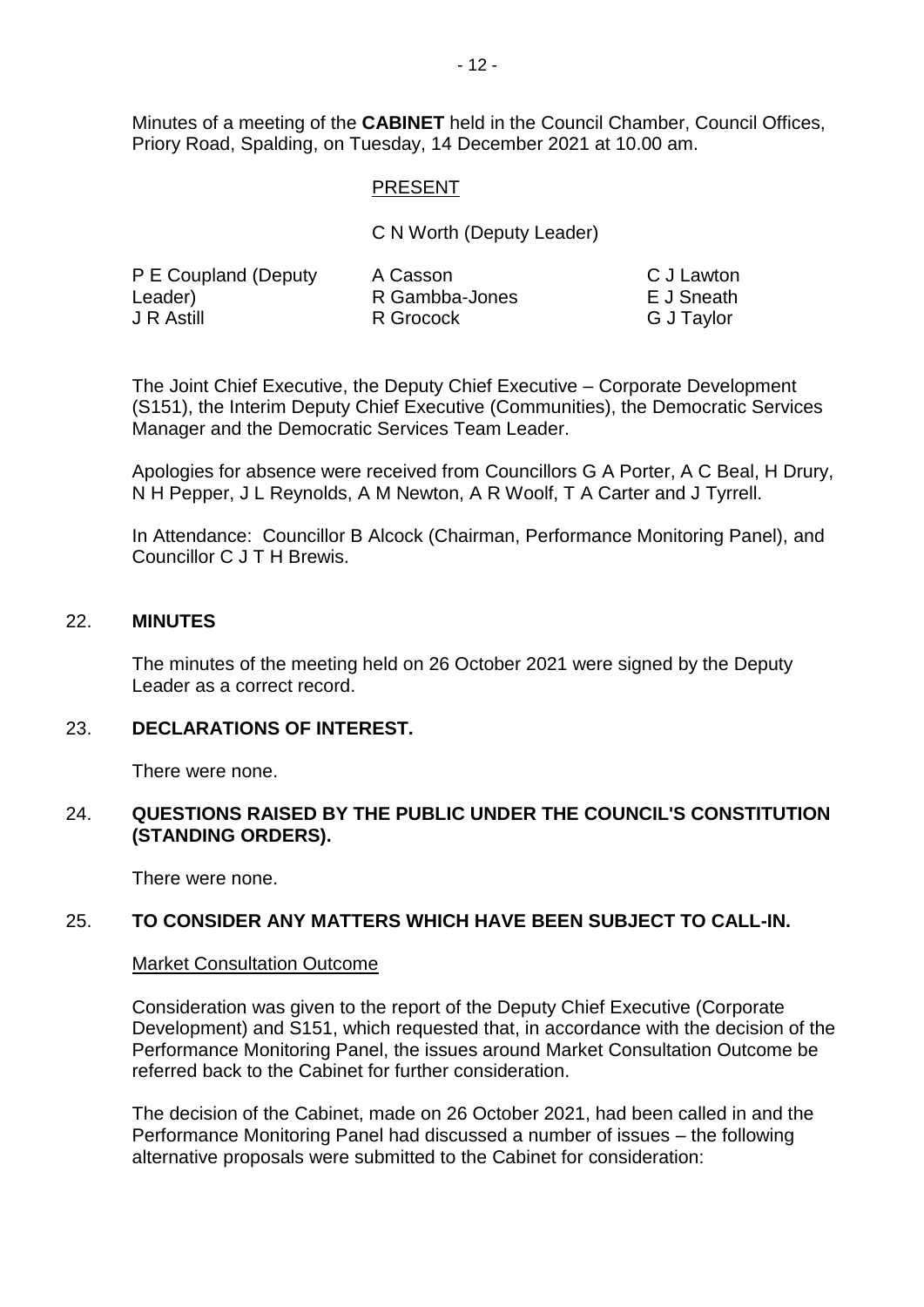Minutes of a meeting of the **CABINET** held in the Council Chamber, Council Offices, Priory Road, Spalding, on Tuesday, 14 December 2021 at 10.00 am.

PRESENT

C N Worth (Deputy Leader)

| | | |
|---|---|---|
| P E Coupland (Deputy Leader) | A Casson | C J Lawton |
| J R Astill | R Gambba-Jones | E J Sneath |
| | R Grocock | G J Taylor |

The Joint Chief Executive, the Deputy Chief Executive – Corporate Development (S151), the Interim Deputy Chief Executive (Communities), the Democratic Services Manager and the Democratic Services Team Leader.

Apologies for absence were received from Councillors G A Porter, A C Beal, H Drury, N H Pepper, J L Reynolds, A M Newton, A R Woolf, T A Carter and J Tyrrell.

In Attendance: Councillor B Alcock (Chairman, Performance Monitoring Panel), and Councillor C J T H Brewis.

## 22. MINUTES

The minutes of the meeting held on 26 October 2021 were signed by the Deputy Leader as a correct record.

## 23. DECLARATIONS OF INTEREST.

There were none.

## 24. QUESTIONS RAISED BY THE PUBLIC UNDER THE COUNCIL'S CONSTITUTION (STANDING ORDERS).

There were none.

## 25. TO CONSIDER ANY MATTERS WHICH HAVE BEEN SUBJECT TO CALL-IN.

Market Consultation Outcome

Consideration was given to the report of the Deputy Chief Executive (Corporate Development) and S151, which requested that, in accordance with the decision of the Performance Monitoring Panel, the issues around Market Consultation Outcome be referred back to the Cabinet for further consideration.

The decision of the Cabinet, made on 26 October 2021, had been called in and the Performance Monitoring Panel had discussed a number of issues – the following alternative proposals were submitted to the Cabinet for consideration: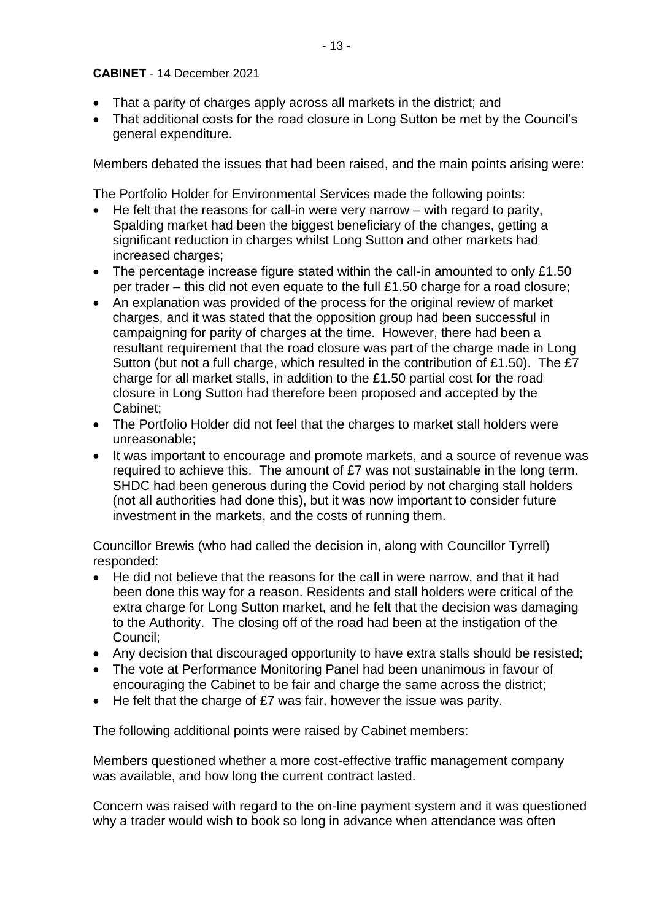**CABINET** - 14 December 2021

- That a parity of charges apply across all markets in the district; and
- That additional costs for the road closure in Long Sutton be met by the Council's general expenditure.

Members debated the issues that had been raised, and the main points arising were:

The Portfolio Holder for Environmental Services made the following points:

- He felt that the reasons for call-in were very narrow – with regard to parity, Spalding market had been the biggest beneficiary of the changes, getting a significant reduction in charges whilst Long Sutton and other markets had increased charges;
- The percentage increase figure stated within the call-in amounted to only £1.50 per trader – this did not even equate to the full £1.50 charge for a road closure;
- An explanation was provided of the process for the original review of market charges, and it was stated that the opposition group had been successful in campaigning for parity of charges at the time. However, there had been a resultant requirement that the road closure was part of the charge made in Long Sutton (but not a full charge, which resulted in the contribution of £1.50). The £7 charge for all market stalls, in addition to the £1.50 partial cost for the road closure in Long Sutton had therefore been proposed and accepted by the Cabinet;
- The Portfolio Holder did not feel that the charges to market stall holders were unreasonable;
- It was important to encourage and promote markets, and a source of revenue was required to achieve this. The amount of £7 was not sustainable in the long term. SHDC had been generous during the Covid period by not charging stall holders (not all authorities had done this), but it was now important to consider future investment in the markets, and the costs of running them.

Councillor Brewis (who had called the decision in, along with Councillor Tyrrell) responded:

- He did not believe that the reasons for the call in were narrow, and that it had been done this way for a reason. Residents and stall holders were critical of the extra charge for Long Sutton market, and he felt that the decision was damaging to the Authority. The closing off of the road had been at the instigation of the Council;
- Any decision that discouraged opportunity to have extra stalls should be resisted;
- The vote at Performance Monitoring Panel had been unanimous in favour of encouraging the Cabinet to be fair and charge the same across the district;
- He felt that the charge of £7 was fair, however the issue was parity.

The following additional points were raised by Cabinet members:

Members questioned whether a more cost-effective traffic management company was available, and how long the current contract lasted.

Concern was raised with regard to the on-line payment system and it was questioned why a trader would wish to book so long in advance when attendance was often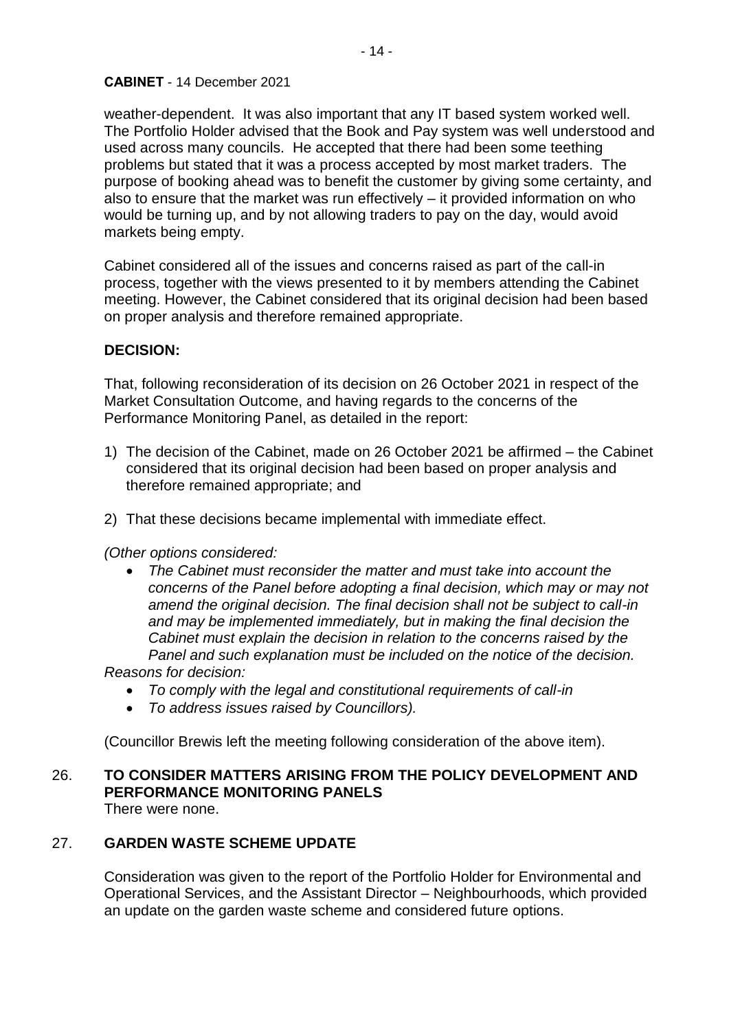weather-dependent. It was also important that any IT based system worked well. The Portfolio Holder advised that the Book and Pay system was well understood and used across many councils. He accepted that there had been some teething problems but stated that it was a process accepted by most market traders. The purpose of booking ahead was to benefit the customer by giving some certainty, and also to ensure that the market was run effectively – it provided information on who would be turning up, and by not allowing traders to pay on the day, would avoid markets being empty.

Cabinet considered all of the issues and concerns raised as part of the call-in process, together with the views presented to it by members attending the Cabinet meeting. However, the Cabinet considered that its original decision had been based on proper analysis and therefore remained appropriate.

**DECISION:**

That, following reconsideration of its decision on 26 October 2021 in respect of the Market Consultation Outcome, and having regards to the concerns of the Performance Monitoring Panel, as detailed in the report:

1) The decision of the Cabinet, made on 26 October 2021 be affirmed – the Cabinet considered that its original decision had been based on proper analysis and therefore remained appropriate; and

2) That these decisions became implemental with immediate effect.

*(Other options considered:*

- *The Cabinet must reconsider the matter and must take into account the concerns of the Panel before adopting a final decision, which may or may not amend the original decision. The final decision shall not be subject to call-in and may be implemented immediately, but in making the final decision the Cabinet must explain the decision in relation to the concerns raised by the Panel and such explanation must be included on the notice of the decision.*

*Reasons for decision:*

- *To comply with the legal and constitutional requirements of call-in*
- *To address issues raised by Councillors).*

(Councillor Brewis left the meeting following consideration of the above item).

## 26. TO CONSIDER MATTERS ARISING FROM THE POLICY DEVELOPMENT AND PERFORMANCE MONITORING PANELS

There were none.

## 27. GARDEN WASTE SCHEME UPDATE

Consideration was given to the report of the Portfolio Holder for Environmental and Operational Services, and the Assistant Director – Neighbourhoods, which provided an update on the garden waste scheme and considered future options.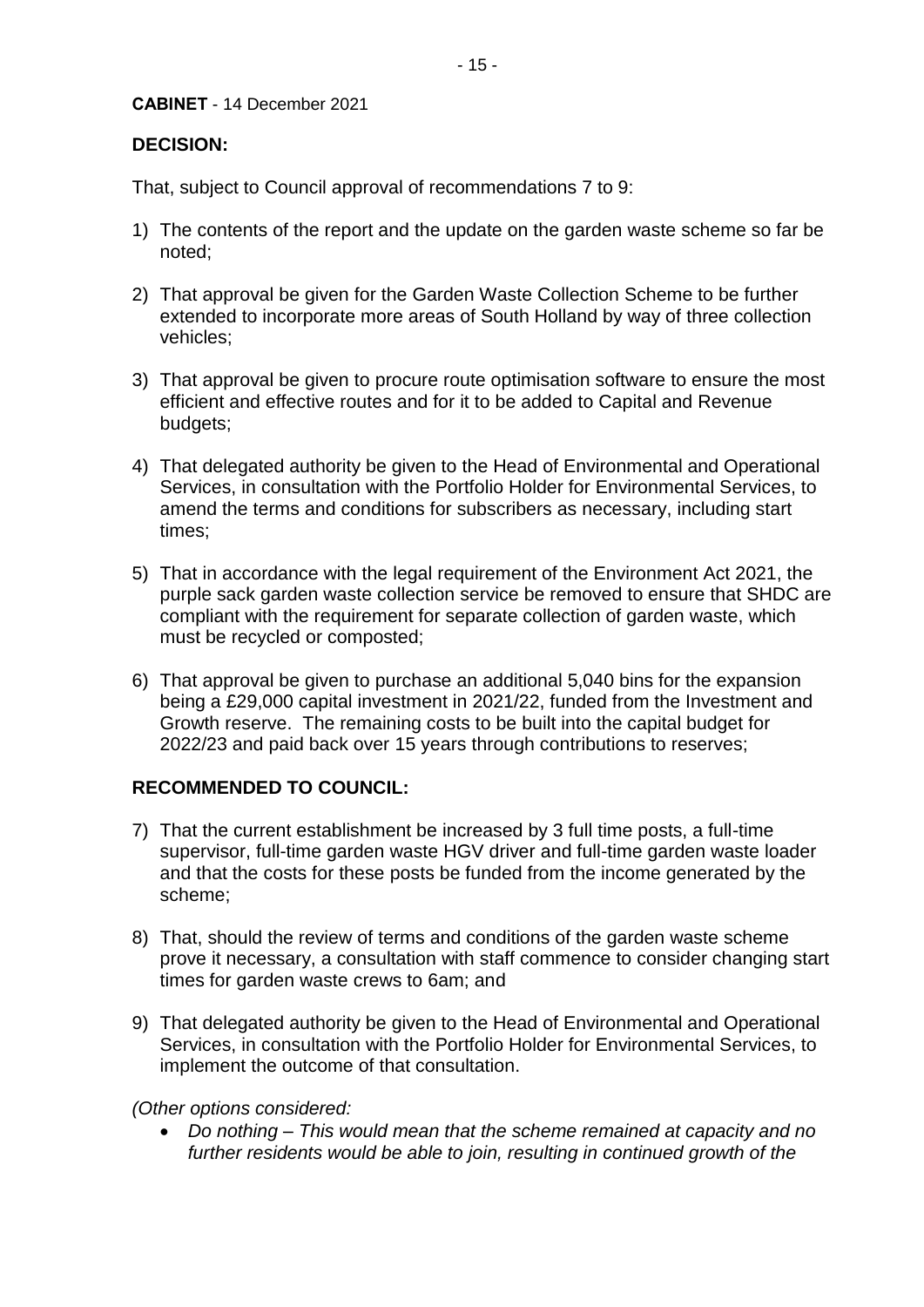**CABINET** - 14 December 2021

**DECISION:**

That, subject to Council approval of recommendations 7 to 9:

1) The contents of the report and the update on the garden waste scheme so far be noted;

2) That approval be given for the Garden Waste Collection Scheme to be further extended to incorporate more areas of South Holland by way of three collection vehicles;

3) That approval be given to procure route optimisation software to ensure the most efficient and effective routes and for it to be added to Capital and Revenue budgets;

4) That delegated authority be given to the Head of Environmental and Operational Services, in consultation with the Portfolio Holder for Environmental Services, to amend the terms and conditions for subscribers as necessary, including start times;

5) That in accordance with the legal requirement of the Environment Act 2021, the purple sack garden waste collection service be removed to ensure that SHDC are compliant with the requirement for separate collection of garden waste, which must be recycled or composted;

6) That approval be given to purchase an additional 5,040 bins for the expansion being a £29,000 capital investment in 2021/22, funded from the Investment and Growth reserve. The remaining costs to be built into the capital budget for 2022/23 and paid back over 15 years through contributions to reserves;

**RECOMMENDED TO COUNCIL:**

7) That the current establishment be increased by 3 full time posts, a full-time supervisor, full-time garden waste HGV driver and full-time garden waste loader and that the costs for these posts be funded from the income generated by the scheme;

8) That, should the review of terms and conditions of the garden waste scheme prove it necessary, a consultation with staff commence to consider changing start times for garden waste crews to 6am; and

9) That delegated authority be given to the Head of Environmental and Operational Services, in consultation with the Portfolio Holder for Environmental Services, to implement the outcome of that consultation.

*(Other options considered:*

- *Do nothing – This would mean that the scheme remained at capacity and no further residents would be able to join, resulting in continued growth of the*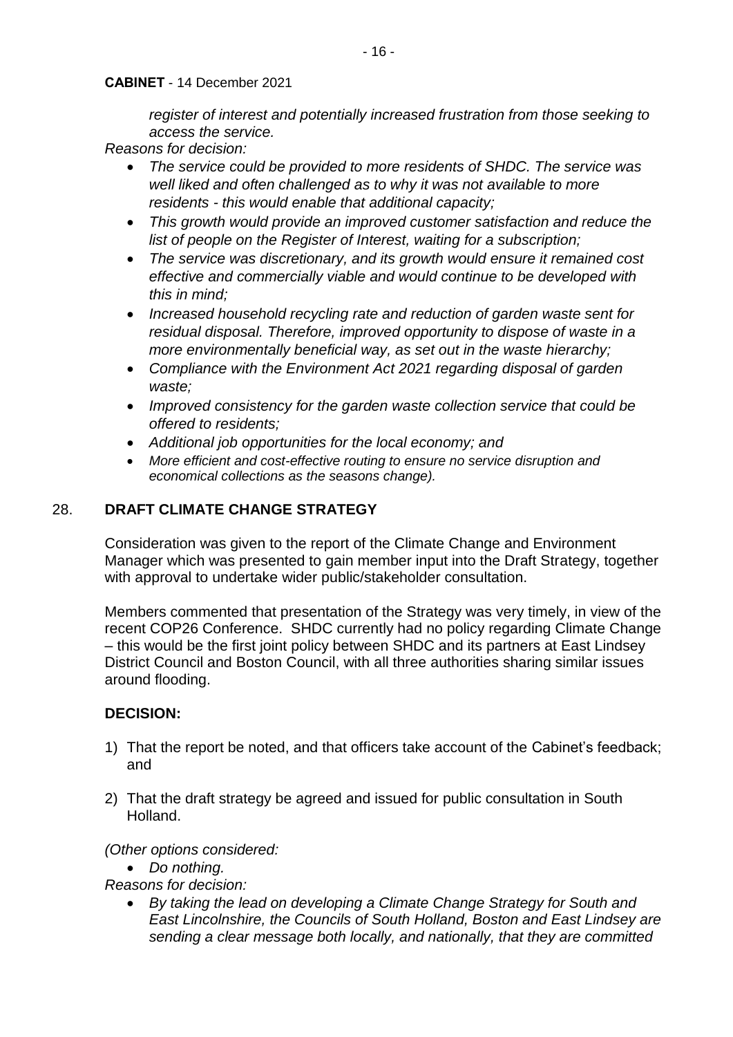*register of interest and potentially increased frustration from those seeking to access the service.*

*Reasons for decision:*

- *The service could be provided to more residents of SHDC. The service was well liked and often challenged as to why it was not available to more residents - this would enable that additional capacity;*
- *This growth would provide an improved customer satisfaction and reduce the list of people on the Register of Interest, waiting for a subscription;*
- *The service was discretionary, and its growth would ensure it remained cost effective and commercially viable and would continue to be developed with this in mind;*
- *Increased household recycling rate and reduction of garden waste sent for residual disposal. Therefore, improved opportunity to dispose of waste in a more environmentally beneficial way, as set out in the waste hierarchy;*
- *Compliance with the Environment Act 2021 regarding disposal of garden waste;*
- *Improved consistency for the garden waste collection service that could be offered to residents;*
- *Additional job opportunities for the local economy; and*
- *More efficient and cost-effective routing to ensure no service disruption and economical collections as the seasons change).*

## 28. DRAFT CLIMATE CHANGE STRATEGY

Consideration was given to the report of the Climate Change and Environment Manager which was presented to gain member input into the Draft Strategy, together with approval to undertake wider public/stakeholder consultation.

Members commented that presentation of the Strategy was very timely, in view of the recent COP26 Conference. SHDC currently had no policy regarding Climate Change – this would be the first joint policy between SHDC and its partners at East Lindsey District Council and Boston Council, with all three authorities sharing similar issues around flooding.

**DECISION:**

1) That the report be noted, and that officers take account of the Cabinet's feedback; and

2) That the draft strategy be agreed and issued for public consultation in South Holland.

*(Other options considered:*

- *Do nothing.*

*Reasons for decision:*

- *By taking the lead on developing a Climate Change Strategy for South and East Lincolnshire, the Councils of South Holland, Boston and East Lindsey are sending a clear message both locally, and nationally, that they are committed*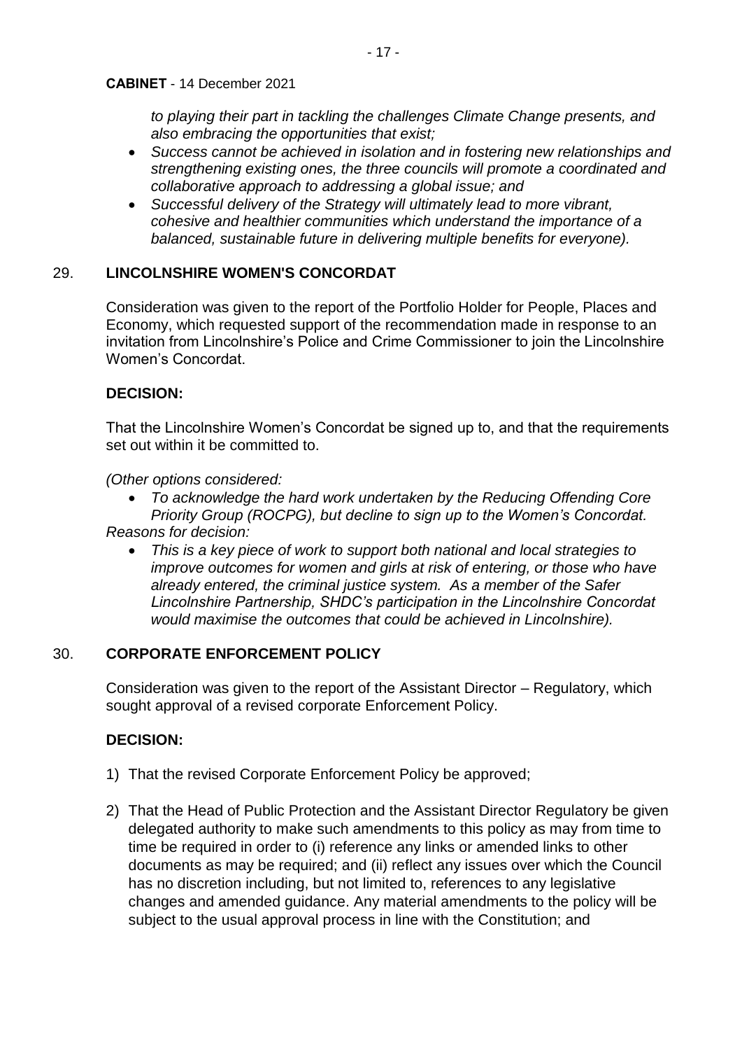*to playing their part in tackling the challenges Climate Change presents, and also embracing the opportunities that exist;*

- *Success cannot be achieved in isolation and in fostering new relationships and strengthening existing ones, the three councils will promote a coordinated and collaborative approach to addressing a global issue; and*
- *Successful delivery of the Strategy will ultimately lead to more vibrant, cohesive and healthier communities which understand the importance of a balanced, sustainable future in delivering multiple benefits for everyone).*

## 29. LINCOLNSHIRE WOMEN'S CONCORDAT

Consideration was given to the report of the Portfolio Holder for People, Places and Economy, which requested support of the recommendation made in response to an invitation from Lincolnshire's Police and Crime Commissioner to join the Lincolnshire Women's Concordat.

**DECISION:**

That the Lincolnshire Women's Concordat be signed up to, and that the requirements set out within it be committed to.

*(Other options considered:*

- *To acknowledge the hard work undertaken by the Reducing Offending Core Priority Group (ROCPG), but decline to sign up to the Women's Concordat.*

*Reasons for decision:*

- *This is a key piece of work to support both national and local strategies to improve outcomes for women and girls at risk of entering, or those who have already entered, the criminal justice system. As a member of the Safer Lincolnshire Partnership, SHDC's participation in the Lincolnshire Concordat would maximise the outcomes that could be achieved in Lincolnshire).*

## 30. CORPORATE ENFORCEMENT POLICY

Consideration was given to the report of the Assistant Director – Regulatory, which sought approval of a revised corporate Enforcement Policy.

**DECISION:**

1) That the revised Corporate Enforcement Policy be approved;

2) That the Head of Public Protection and the Assistant Director Regulatory be given delegated authority to make such amendments to this policy as may from time to time be required in order to (i) reference any links or amended links to other documents as may be required; and (ii) reflect any issues over which the Council has no discretion including, but not limited to, references to any legislative changes and amended guidance. Any material amendments to the policy will be subject to the usual approval process in line with the Constitution; and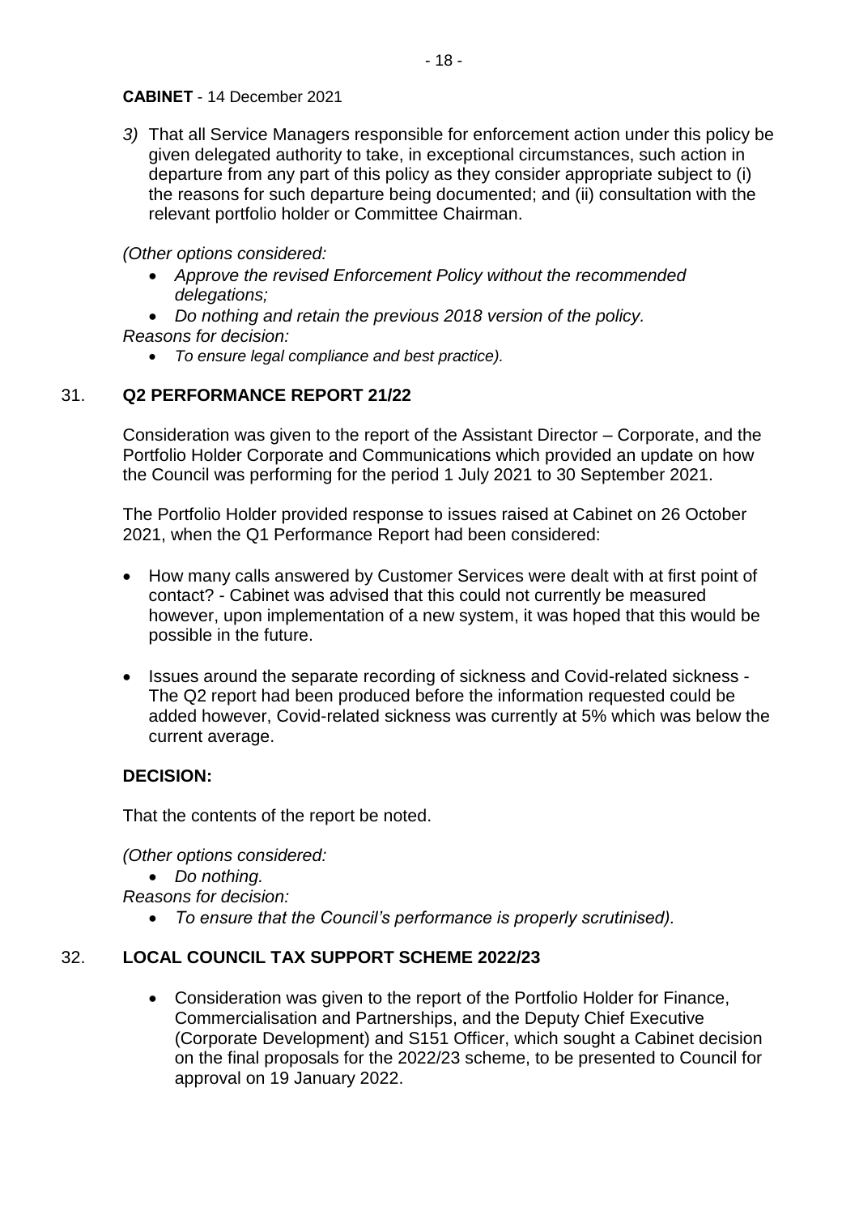3) That all Service Managers responsible for enforcement action under this policy be given delegated authority to take, in exceptional circumstances, such action in departure from any part of this policy as they consider appropriate subject to (i) the reasons for such departure being documented; and (ii) consultation with the relevant portfolio holder or Committee Chairman.

*(Other options considered:*

- *Approve the revised Enforcement Policy without the recommended delegations;*
- *Do nothing and retain the previous 2018 version of the policy.*

*Reasons for decision:*

- *To ensure legal compliance and best practice).*

## 31. Q2 PERFORMANCE REPORT 21/22

Consideration was given to the report of the Assistant Director – Corporate, and the Portfolio Holder Corporate and Communications which provided an update on how the Council was performing for the period 1 July 2021 to 30 September 2021.

The Portfolio Holder provided response to issues raised at Cabinet on 26 October 2021, when the Q1 Performance Report had been considered:

- How many calls answered by Customer Services were dealt with at first point of contact? - Cabinet was advised that this could not currently be measured however, upon implementation of a new system, it was hoped that this would be possible in the future.
- Issues around the separate recording of sickness and Covid-related sickness - The Q2 report had been produced before the information requested could be added however, Covid-related sickness was currently at 5% which was below the current average.

**DECISION:**

That the contents of the report be noted.

*(Other options considered:*

- *Do nothing.*

*Reasons for decision:*

- *To ensure that the Council's performance is properly scrutinised).*

## 32. LOCAL COUNCIL TAX SUPPORT SCHEME 2022/23

- Consideration was given to the report of the Portfolio Holder for Finance, Commercialisation and Partnerships, and the Deputy Chief Executive (Corporate Development) and S151 Officer, which sought a Cabinet decision on the final proposals for the 2022/23 scheme, to be presented to Council for approval on 19 January 2022.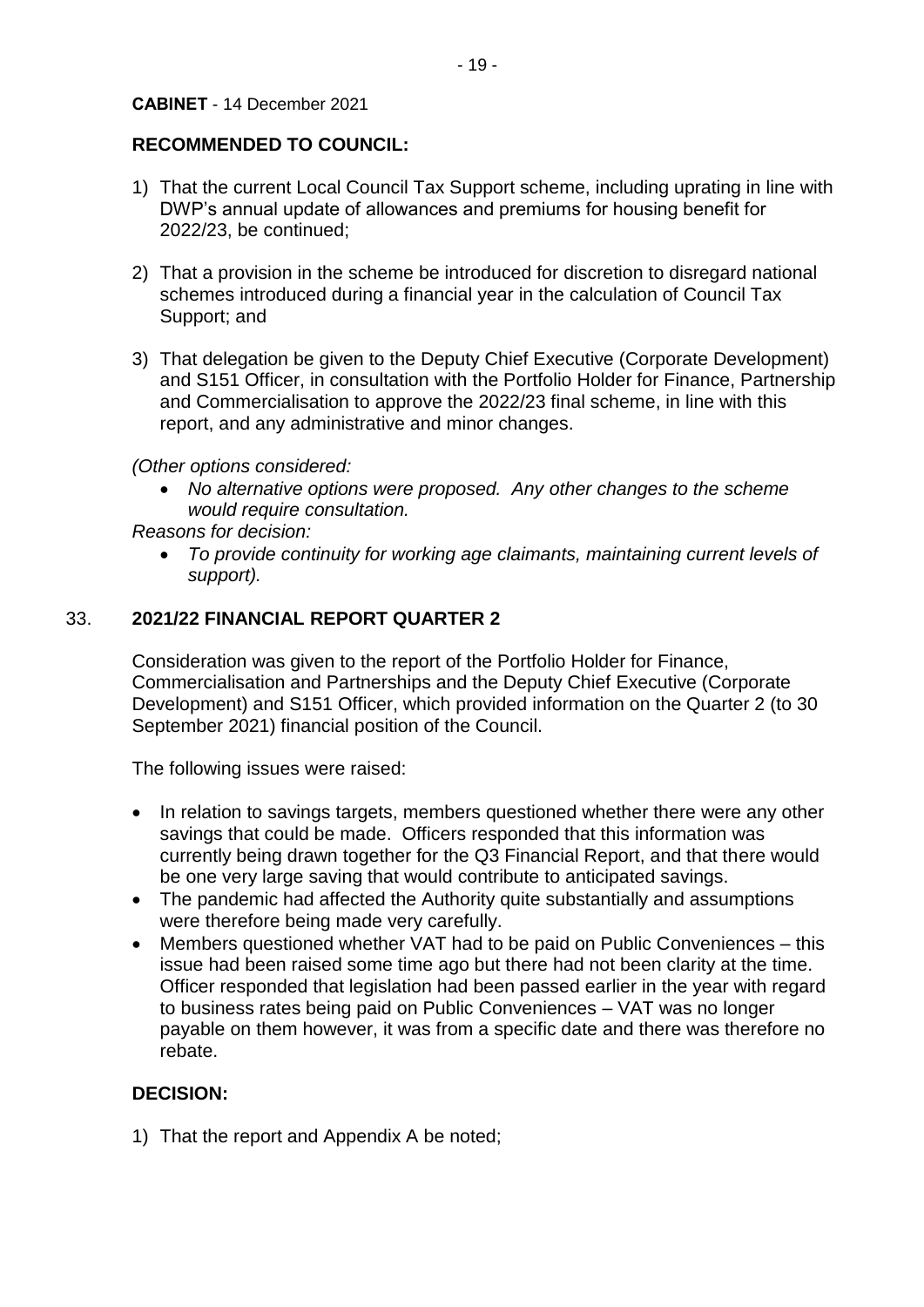**CABINET** - 14 December 2021

**RECOMMENDED TO COUNCIL:**

1) That the current Local Council Tax Support scheme, including uprating in line with DWP's annual update of allowances and premiums for housing benefit for 2022/23, be continued;

2) That a provision in the scheme be introduced for discretion to disregard national schemes introduced during a financial year in the calculation of Council Tax Support; and

3) That delegation be given to the Deputy Chief Executive (Corporate Development) and S151 Officer, in consultation with the Portfolio Holder for Finance, Partnership and Commercialisation to approve the 2022/23 final scheme, in line with this report, and any administrative and minor changes.

*(Other options considered:*

- *No alternative options were proposed. Any other changes to the scheme would require consultation.*

*Reasons for decision:*

- *To provide continuity for working age claimants, maintaining current levels of support).*

## 33. **2021/22 FINANCIAL REPORT QUARTER 2**

Consideration was given to the report of the Portfolio Holder for Finance, Commercialisation and Partnerships and the Deputy Chief Executive (Corporate Development) and S151 Officer, which provided information on the Quarter 2 (to 30 September 2021) financial position of the Council.

The following issues were raised:

- In relation to savings targets, members questioned whether there were any other savings that could be made. Officers responded that this information was currently being drawn together for the Q3 Financial Report, and that there would be one very large saving that would contribute to anticipated savings.
- The pandemic had affected the Authority quite substantially and assumptions were therefore being made very carefully.
- Members questioned whether VAT had to be paid on Public Conveniences – this issue had been raised some time ago but there had not been clarity at the time. Officer responded that legislation had been passed earlier in the year with regard to business rates being paid on Public Conveniences – VAT was no longer payable on them however, it was from a specific date and there was therefore no rebate.

**DECISION:**

1) That the report and Appendix A be noted;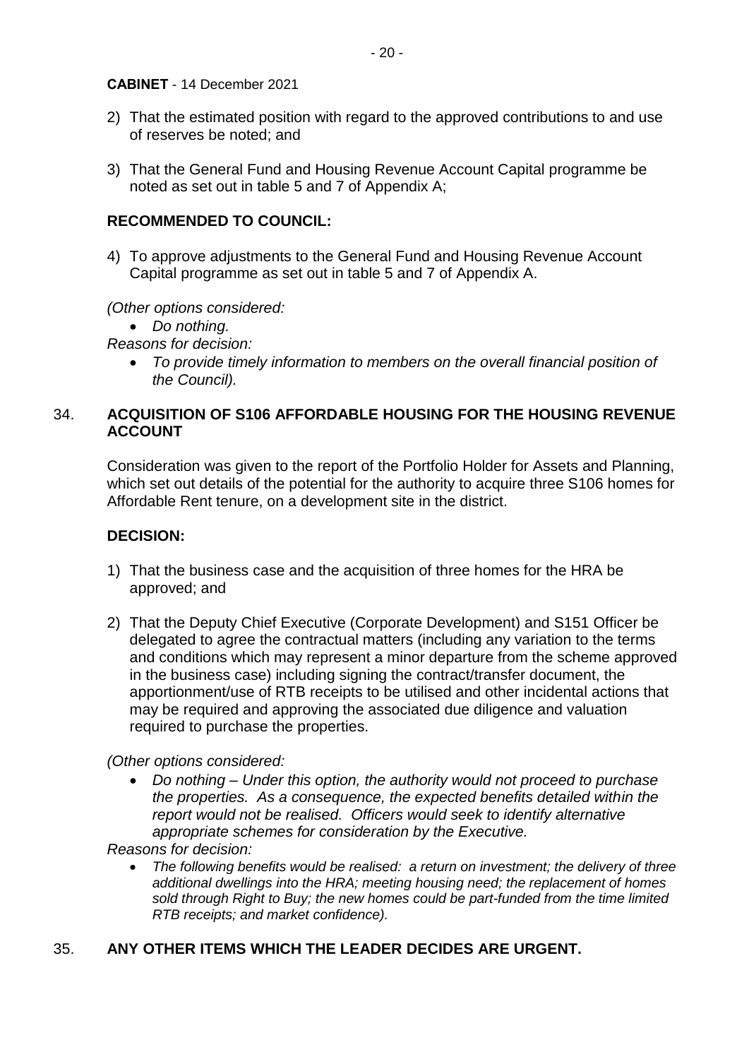2) That the estimated position with regard to the approved contributions to and use of reserves be noted; and

3) That the General Fund and Housing Revenue Account Capital programme be noted as set out in table 5 and 7 of Appendix A;

**RECOMMENDED TO COUNCIL:**

4) To approve adjustments to the General Fund and Housing Revenue Account Capital programme as set out in table 5 and 7 of Appendix A.

*(Other options considered:*

- *Do nothing.*

*Reasons for decision:*

- *To provide timely information to members on the overall financial position of the Council).*

## 34. ACQUISITION OF S106 AFFORDABLE HOUSING FOR THE HOUSING REVENUE ACCOUNT

Consideration was given to the report of the Portfolio Holder for Assets and Planning, which set out details of the potential for the authority to acquire three S106 homes for Affordable Rent tenure, on a development site in the district.

**DECISION:**

1) That the business case and the acquisition of three homes for the HRA be approved; and

2) That the Deputy Chief Executive (Corporate Development) and S151 Officer be delegated to agree the contractual matters (including any variation to the terms and conditions which may represent a minor departure from the scheme approved in the business case) including signing the contract/transfer document, the apportionment/use of RTB receipts to be utilised and other incidental actions that may be required and approving the associated due diligence and valuation required to purchase the properties.

*(Other options considered:*

- *Do nothing – Under this option, the authority would not proceed to purchase the properties. As a consequence, the expected benefits detailed within the report would not be realised. Officers would seek to identify alternative appropriate schemes for consideration by the Executive.*

*Reasons for decision:*

- *The following benefits would be realised: a return on investment; the delivery of three additional dwellings into the HRA; meeting housing need; the replacement of homes sold through Right to Buy; the new homes could be part-funded from the time limited RTB receipts; and market confidence).*

## 35. ANY OTHER ITEMS WHICH THE LEADER DECIDES ARE URGENT.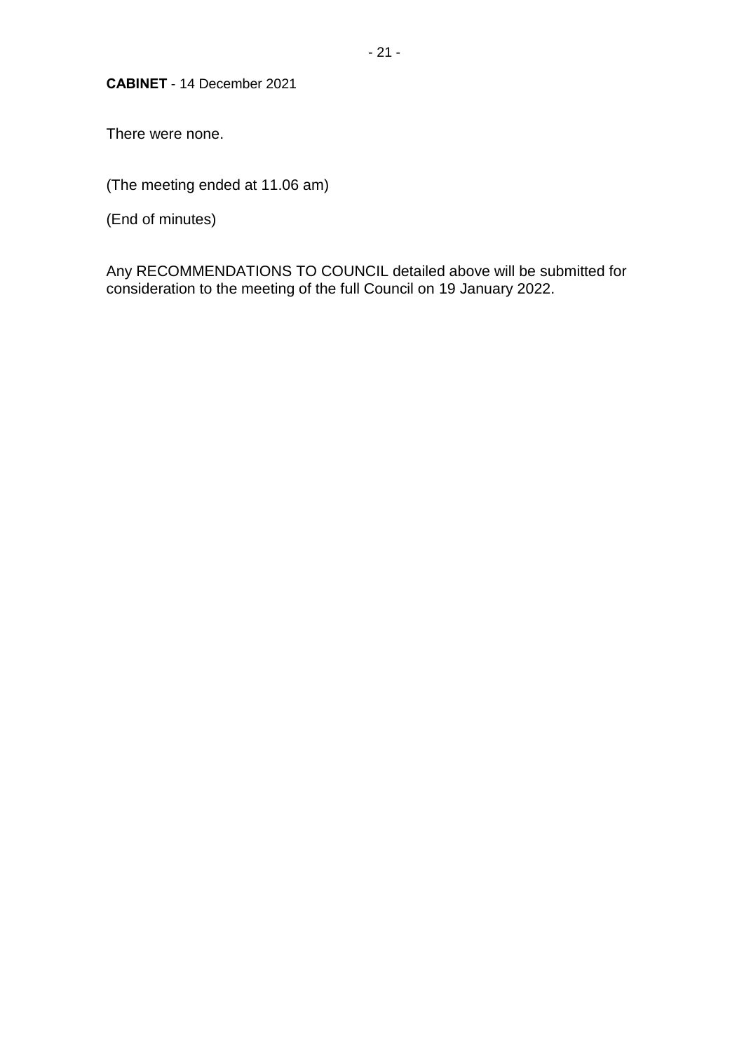There were none.

(The meeting ended at 11.06 am)

(End of minutes)

Any RECOMMENDATIONS TO COUNCIL detailed above will be submitted for consideration to the meeting of the full Council on 19 January 2022.